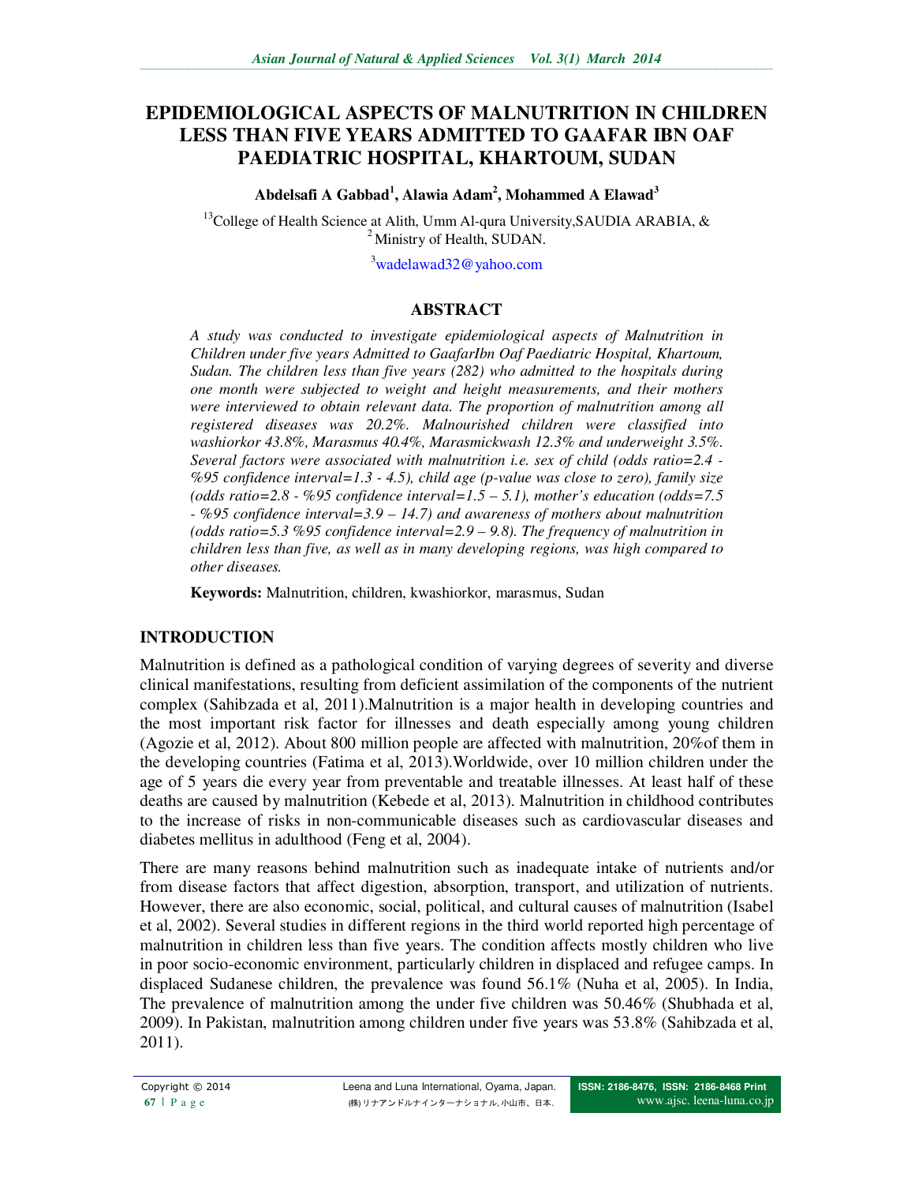# EPIDEMIOLOGICAL ASPECTS OF MALNUTRITION IN CHILDREN LESS THAN FIVE YEARS ADMITTED TO GAAFAR IBN OAF PAEDIATRIC HOSPITAL, KHARTOUM, SUDAN

**Abdelsafi A Gabbad[1], Alawia Adam[2], Mohammed A Elawad[3]**

[13]College of Health Science at Alith, Umm Al-qura University,SAUDIA ARABIA, & [2] Ministry of Health, SUDAN.

[3]wadelawad32@yahoo.com

## ABSTRACT

*A study was conducted to investigate epidemiological aspects of Malnutrition in Children under five years Admitted to GaafarIbn Oaf Paediatric Hospital, Khartoum, Sudan. The children less than five years (282) who admitted to the hospitals during one month were subjected to weight and height measurements, and their mothers were interviewed to obtain relevant data. The proportion of malnutrition among all registered diseases was 20.2%. Malnourished children were classified into washiorkor 43.8%, Marasmus 40.4%, Marasmickwash 12.3% and underweight 3.5%. Several factors were associated with malnutrition i.e. sex of child (odds ratio=2.4 - %95 confidence interval=1.3 - 4.5), child age (p-value was close to zero), family size (odds ratio=2.8 - %95 confidence interval=1.5 – 5.1), mother's education (odds=7.5 - %95 confidence interval=3.9 – 14.7) and awareness of mothers about malnutrition (odds ratio=5.3 %95 confidence interval=2.9 – 9.8). The frequency of malnutrition in children less than five, as well as in many developing regions, was high compared to other diseases.*

**Keywords:** Malnutrition, children, kwashiorkor, marasmus, Sudan

## INTRODUCTION

Malnutrition is defined as a pathological condition of varying degrees of severity and diverse clinical manifestations, resulting from deficient assimilation of the components of the nutrient complex (Sahibzada et al, 2011).Malnutrition is a major health in developing countries and the most important risk factor for illnesses and death especially among young children (Agozie et al, 2012). About 800 million people are affected with malnutrition, 20%of them in the developing countries (Fatima et al, 2013).Worldwide, over 10 million children under the age of 5 years die every year from preventable and treatable illnesses. At least half of these deaths are caused by malnutrition (Kebede et al, 2013). Malnutrition in childhood contributes to the increase of risks in non-communicable diseases such as cardiovascular diseases and diabetes mellitus in adulthood (Feng et al, 2004).

There are many reasons behind malnutrition such as inadequate intake of nutrients and/or from disease factors that affect digestion, absorption, transport, and utilization of nutrients. However, there are also economic, social, political, and cultural causes of malnutrition (Isabel et al, 2002). Several studies in different regions in the third world reported high percentage of malnutrition in children less than five years. The condition affects mostly children who live in poor socio-economic environment, particularly children in displaced and refugee camps. In displaced Sudanese children, the prevalence was found 56.1% (Nuha et al, 2005). In India, The prevalence of malnutrition among the under five children was 50.46% (Shubhada et al, 2009). In Pakistan, malnutrition among children under five years was 53.8% (Sahibzada et al, 2011).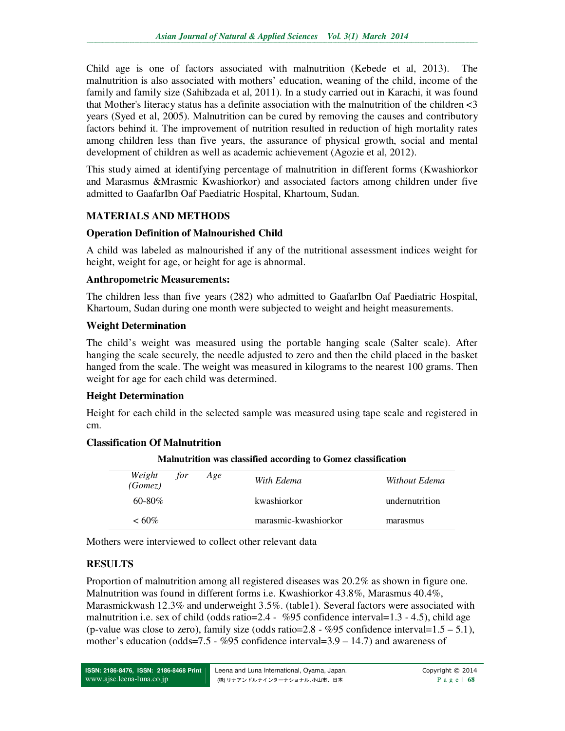Child age is one of factors associated with malnutrition (Kebede et al, 2013). The malnutrition is also associated with mothers' education, weaning of the child, income of the family and family size (Sahibzada et al, 2011). In a study carried out in Karachi, it was found that Mother's literacy status has a definite association with the malnutrition of the children <3 years (Syed et al, 2005). Malnutrition can be cured by removing the causes and contributory factors behind it. The improvement of nutrition resulted in reduction of high mortality rates among children less than five years, the assurance of physical growth, social and mental development of children as well as academic achievement (Agozie et al, 2012).

This study aimed at identifying percentage of malnutrition in different forms (Kwashiorkor and Marasmus &Mrasmic Kwashiorkor) and associated factors among children under five admitted to GaafarIbn Oaf Paediatric Hospital, Khartoum, Sudan.

## MATERIALS AND METHODS

### Operation Definition of Malnourished Child

A child was labeled as malnourished if any of the nutritional assessment indices weight for height, weight for age, or height for age is abnormal.

### Anthropometric Measurements:

The children less than five years (282) who admitted to GaafarIbn Oaf Paediatric Hospital, Khartoum, Sudan during one month were subjected to weight and height measurements.

### Weight Determination

The child's weight was measured using the portable hanging scale (Salter scale). After hanging the scale securely, the needle adjusted to zero and then the child placed in the basket hanged from the scale. The weight was measured in kilograms to the nearest 100 grams. Then weight for age for each child was determined.

### Height Determination

Height for each child in the selected sample was measured using tape scale and registered in cm.

### Classification Of Malnutrition

**Malnutrition was classified according to Gomez classification**

| *Weight for Age (Gomez)* | *With Edema* | *Without Edema* |
|---|---|---|
| 60-80% | kwashiorkor | undernutrition |
| < 60% | marasmic-kwashiorkor | marasmus |

Mothers were interviewed to collect other relevant data

## RESULTS

Proportion of malnutrition among all registered diseases was 20.2% as shown in figure one. Malnutrition was found in different forms i.e. Kwashiorkor 43.8%, Marasmus 40.4%, Marasmickwash 12.3% and underweight 3.5%. (table1). Several factors were associated with malnutrition i.e. sex of child (odds ratio=2.4 - %95 confidence interval=1.3 - 4.5), child age (p-value was close to zero), family size (odds ratio=2.8 - %95 confidence interval=1.5 – 5.1), mother's education (odds=7.5 - %95 confidence interval=3.9 – 14.7) and awareness of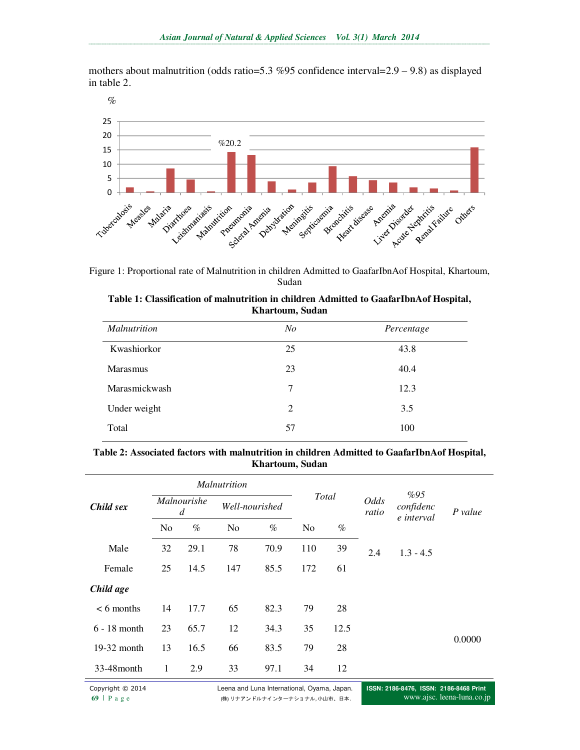mothers about malnutrition (odds ratio=5.3 %95 confidence interval=2.9 – 9.8) as displayed in table 2.

Figure 1: Proportional rate of Malnutrition in children Admitted to GaafarIbnAof Hospital, Khartoum, Sudan

**Table 1: Classification of malnutrition in children Admitted to GaafarIbnAof Hospital, Khartoum, Sudan**

| *Malnutrition* | *No* | *Percentage* |
|---|---|---|
| Kwashiorkor | 25 | 43.8 |
| Marasmus | 23 | 40.4 |
| Marasmickwash | 7 | 12.3 |
| Under weight | 2 | 3.5 |
| Total | 57 | 100 |

**Table 2: Associated factors with malnutrition in children Admitted to GaafarIbnAof Hospital, Khartoum, Sudan**

| ***Child sex*** | *Malnutrition* | | | | *Total* | | *Odds ratio* | *%95 confidence interval* | *P value* |
|---|---|---|---|---|---|---|---|---|---|
| | *Malnourished* | | *Well-nourished* | | | | | | |
| | No | % | No | % | No | % | | | |
| Male | 32 | 29.1 | 78 | 70.9 | 110 | 39 | 2.4 | 1.3 - 4.5 | |
| Female | 25 | 14.5 | 147 | 85.5 | 172 | 61 | | | |
| ***Child age*** | | | | | | | | | |
| < 6 months | 14 | 17.7 | 65 | 82.3 | 79 | 28 | | | |
| 6 - 18 month | 23 | 65.7 | 12 | 34.3 | 35 | 12.5 | | | 0.0000 |
| 19-32 month | 13 | 16.5 | 66 | 83.5 | 79 | 28 | | | |
| 33-48month | 1 | 2.9 | 33 | 97.1 | 34 | 12 | | | |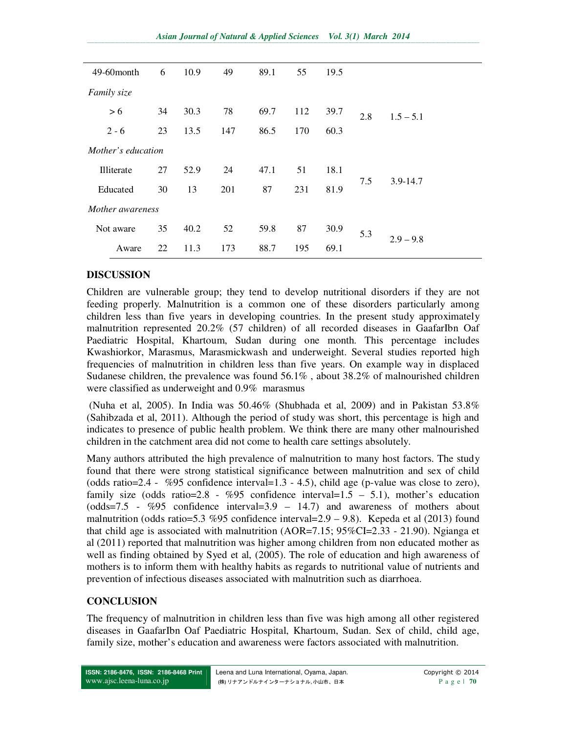| | | | | | | | | |
|---|---|---|---|---|---|---|---|---|
| 49-60month | 6 | 10.9 | 49 | 89.1 | 55 | 19.5 | | |
| *Family size* | | | | | | | | |
| > 6 | 34 | 30.3 | 78 | 69.7 | 112 | 39.7 | 2.8 | 1.5 – 5.1 |
| 2 - 6 | 23 | 13.5 | 147 | 86.5 | 170 | 60.3 | | |
| *Mother's education* | | | | | | | | |
| Illiterate | 27 | 52.9 | 24 | 47.1 | 51 | 18.1 | 7.5 | 3.9-14.7 |
| Educated | 30 | 13 | 201 | 87 | 231 | 81.9 | | |
| *Mother awareness* | | | | | | | | |
| Not aware | 35 | 40.2 | 52 | 59.8 | 87 | 30.9 | 5.3 | 2.9 – 9.8 |
| Aware | 22 | 11.3 | 173 | 88.7 | 195 | 69.1 | | |

## DISCUSSION

Children are vulnerable group; they tend to develop nutritional disorders if they are not feeding properly. Malnutrition is a common one of these disorders particularly among children less than five years in developing countries. In the present study approximately malnutrition represented 20.2% (57 children) of all recorded diseases in GaafarIbn Oaf Paediatric Hospital, Khartoum, Sudan during one month. This percentage includes Kwashiorkor, Marasmus, Marasmickwash and underweight. Several studies reported high frequencies of malnutrition in children less than five years. On example way in displaced Sudanese children, the prevalence was found 56.1% , about 38.2% of malnourished children were classified as underweight and 0.9% marasmus

(Nuha et al, 2005). In India was 50.46% (Shubhada et al, 2009) and in Pakistan 53.8% (Sahibzada et al, 2011). Although the period of study was short, this percentage is high and indicates to presence of public health problem. We think there are many other malnourished children in the catchment area did not come to health care settings absolutely.

Many authors attributed the high prevalence of malnutrition to many host factors. The study found that there were strong statistical significance between malnutrition and sex of child (odds ratio=2.4 - %95 confidence interval=1.3 - 4.5), child age (p-value was close to zero), family size (odds ratio=2.8 - %95 confidence interval=1.5 – 5.1), mother's education (odds=7.5 - %95 confidence interval=3.9 – 14.7) and awareness of mothers about malnutrition (odds ratio=5.3 %95 confidence interval=2.9 – 9.8). Kepeda et al (2013) found that child age is associated with malnutrition (AOR=7.15; 95%CI=2.33 - 21.90). Ngianga et al (2011) reported that malnutrition was higher among children from non educated mother as well as finding obtained by Syed et al, (2005). The role of education and high awareness of mothers is to inform them with healthy habits as regards to nutritional value of nutrients and prevention of infectious diseases associated with malnutrition such as diarrhoea.

## CONCLUSION

The frequency of malnutrition in children less than five was high among all other registered diseases in GaafarIbn Oaf Paediatric Hospital, Khartoum, Sudan. Sex of child, child age, family size, mother's education and awareness were factors associated with malnutrition.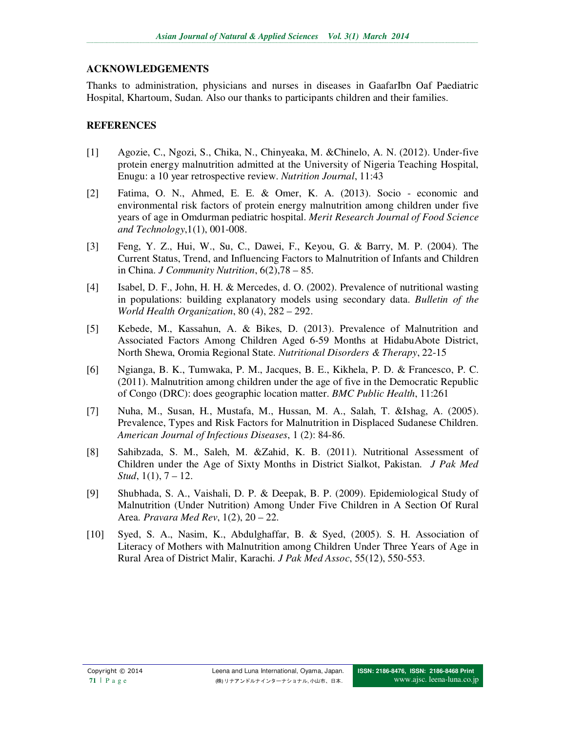## ACKNOWLEDGEMENTS

Thanks to administration, physicians and nurses in diseases in GaafarIbn Oaf Paediatric Hospital, Khartoum, Sudan. Also our thanks to participants children and their families.

## REFERENCES

[1] Agozie, C., Ngozi, S., Chika, N., Chinyeaka, M. &Chinelo, A. N. (2012). Under-five protein energy malnutrition admitted at the University of Nigeria Teaching Hospital, Enugu: a 10 year retrospective review. *Nutrition Journal*, 11:43

[2] Fatima, O. N., Ahmed, E. E. & Omer, K. A. (2013). Socio - economic and environmental risk factors of protein energy malnutrition among children under five years of age in Omdurman pediatric hospital. *Merit Research Journal of Food Science and Technology*,1(1), 001-008.

[3] Feng, Y. Z., Hui, W., Su, C., Dawei, F., Keyou, G. & Barry, M. P. (2004). The Current Status, Trend, and Influencing Factors to Malnutrition of Infants and Children in China. *J Community Nutrition*, 6(2),78 – 85.

[4] Isabel, D. F., John, H. H. & Mercedes, d. O. (2002). Prevalence of nutritional wasting in populations: building explanatory models using secondary data. *Bulletin of the World Health Organization*, 80 (4), 282 – 292.

[5] Kebede, M., Kassahun, A. & Bikes, D. (2013). Prevalence of Malnutrition and Associated Factors Among Children Aged 6-59 Months at HidabuAbote District, North Shewa, Oromia Regional State. *Nutritional Disorders & Therapy*, 22-15

[6] Ngianga, B. K., Tumwaka, P. M., Jacques, B. E., Kikhela, P. D. & Francesco, P. C. (2011). Malnutrition among children under the age of five in the Democratic Republic of Congo (DRC): does geographic location matter. *BMC Public Health*, 11:261

[7] Nuha, M., Susan, H., Mustafa, M., Hussan, M. A., Salah, T. &Ishag, A. (2005). Prevalence, Types and Risk Factors for Malnutrition in Displaced Sudanese Children. *American Journal of Infectious Diseases*, 1 (2): 84-86.

[8] Sahibzada, S. M., Saleh, M. &Zahid, K. B. (2011). Nutritional Assessment of Children under the Age of Sixty Months in District Sialkot, Pakistan. *J Pak Med Stud*, 1(1), 7 – 12.

[9] Shubhada, S. A., Vaishali, D. P. & Deepak, B. P. (2009). Epidemiological Study of Malnutrition (Under Nutrition) Among Under Five Children in A Section Of Rural Area. *Pravara Med Rev*, 1(2), 20 – 22.

[10] Syed, S. A., Nasim, K., Abdulghaffar, B. & Syed, (2005). S. H. Association of Literacy of Mothers with Malnutrition among Children Under Three Years of Age in Rural Area of District Malir, Karachi. *J Pak Med Assoc*, 55(12), 550-553.